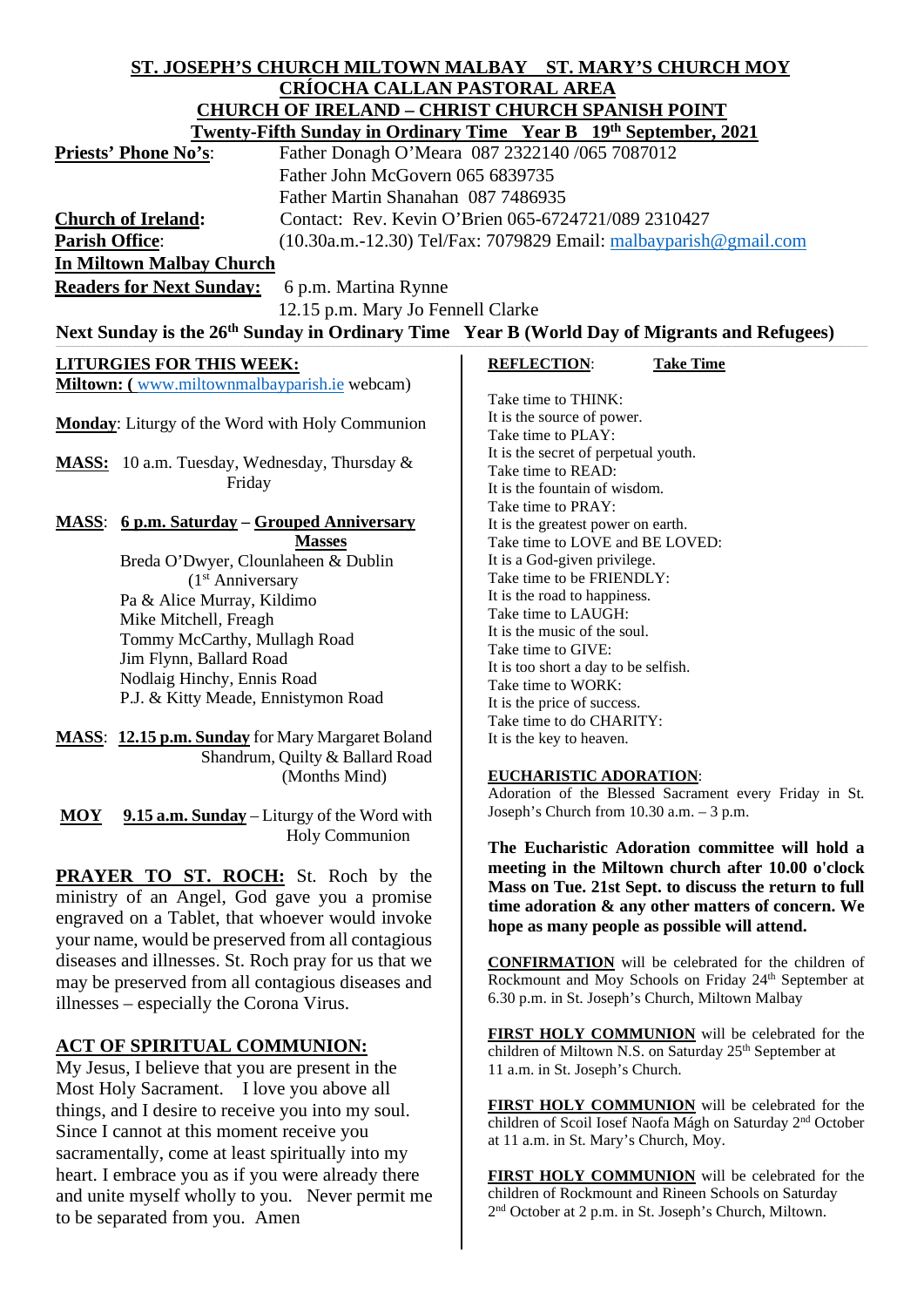**ST. JOSEPH'S CHURCH MILTOWN MALBAY ST. MARY'S CHURCH MOY**
**CRÍOCHA CALLAN PASTORAL AREA**
**CHURCH OF IRELAND – CHRIST CHURCH SPANISH POINT**
**Twenty-Fifth Sunday in Ordinary Time Year B 19th September, 2021**

**Priests' Phone No's**: Father Donagh O'Meara 087 2322140 /065 7087012
Father John McGovern 065 6839735
Father Martin Shanahan 087 7486935

**Church of Ireland:** Contact: Rev. Kevin O'Brien 065-6724721/089 2310427

**Parish Office**: (10.30a.m.-12.30) Tel/Fax: 7079829 Email: malbayparish@gmail.com

**In Miltown Malbay Church**

**Readers for Next Sunday:** 6 p.m. Martina Rynne
12.15 p.m. Mary Jo Fennell Clarke

**Next Sunday is the 26th Sunday in Ordinary Time Year B (World Day of Migrants and Refugees)**

**LITURGIES FOR THIS WEEK:**
**Miltown: (** www.miltownmalbayparish.ie webcam)

**Monday**: Liturgy of the Word with Holy Communion

**MASS:** 10 a.m. Tuesday, Wednesday, Thursday & Friday

**MASS**: **6 p.m. Saturday – Grouped Anniversary Masses**
Breda O'Dwyer, Clounlaheen & Dublin (1st Anniversary
Pa & Alice Murray, Kildimo
Mike Mitchell, Freagh
Tommy McCarthy, Mullagh Road
Jim Flynn, Ballard Road
Nodlaig Hinchy, Ennis Road
P.J. & Kitty Meade, Ennistymon Road

**MASS**: **12.15 p.m. Sunday** for Mary Margaret Boland Shandrum, Quilty & Ballard Road (Months Mind)

**MOY** **9.15 a.m. Sunday** – Liturgy of the Word with Holy Communion

**PRAYER TO ST. ROCH:** St. Roch by the ministry of an Angel, God gave you a promise engraved on a Tablet, that whoever would invoke your name, would be preserved from all contagious diseases and illnesses. St. Roch pray for us that we may be preserved from all contagious diseases and illnesses – especially the Corona Virus.

**ACT OF SPIRITUAL COMMUNION:**
My Jesus, I believe that you are present in the Most Holy Sacrament. I love you above all things, and I desire to receive you into my soul. Since I cannot at this moment receive you sacramentally, come at least spiritually into my heart. I embrace you as if you were already there and unite myself wholly to you. Never permit me to be separated from you. Amen

**REFLECTION**: **Take Time**

Take time to THINK:
It is the source of power.
Take time to PLAY:
It is the secret of perpetual youth.
Take time to READ:
It is the fountain of wisdom.
Take time to PRAY:
It is the greatest power on earth.
Take time to LOVE and BE LOVED:
It is a God-given privilege.
Take time to be FRIENDLY:
It is the road to happiness.
Take time to LAUGH:
It is the music of the soul.
Take time to GIVE:
It is too short a day to be selfish.
Take time to WORK:
It is the price of success.
Take time to do CHARITY:
It is the key to heaven.

**EUCHARISTIC ADORATION**:
Adoration of the Blessed Sacrament every Friday in St. Joseph's Church from 10.30 a.m. – 3 p.m.

**The Eucharistic Adoration committee will hold a meeting in the Miltown church after 10.00 o'clock Mass on Tue. 21st Sept. to discuss the return to full time adoration & any other matters of concern. We hope as many people as possible will attend.**

**CONFIRMATION** will be celebrated for the children of Rockmount and Moy Schools on Friday 24th September at 6.30 p.m. in St. Joseph's Church, Miltown Malbay

**FIRST HOLY COMMUNION** will be celebrated for the children of Miltown N.S. on Saturday 25th September at 11 a.m. in St. Joseph's Church.

**FIRST HOLY COMMUNION** will be celebrated for the children of Scoil Iosef Naofa Mágh on Saturday 2nd October at 11 a.m. in St. Mary's Church, Moy.

**FIRST HOLY COMMUNION** will be celebrated for the children of Rockmount and Rineen Schools on Saturday 2nd October at 2 p.m. in St. Joseph's Church, Miltown.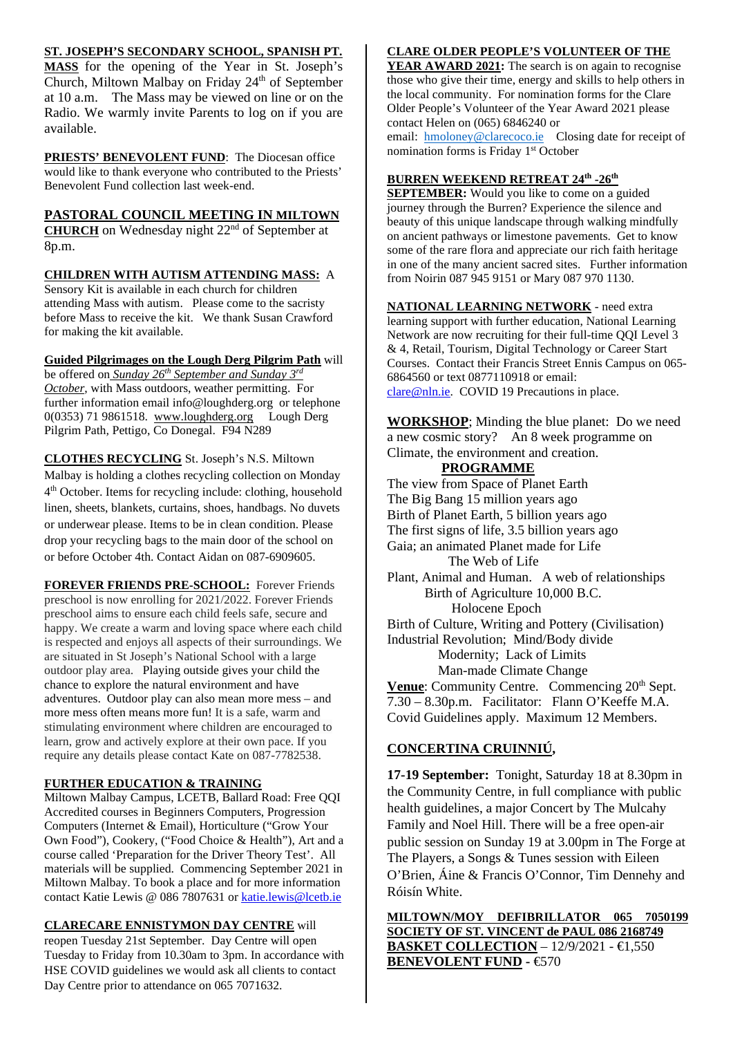**ST. JOSEPH'S SECONDARY SCHOOL, SPANISH PT.**

**MASS** for the opening of the Year in St. Joseph's Church, Miltown Malbay on Friday 24th of September at 10 a.m. The Mass may be viewed on line or on the Radio. We warmly invite Parents to log on if you are available.

**PRIESTS' BENEVOLENT FUND**: The Diocesan office would like to thank everyone who contributed to the Priests' Benevolent Fund collection last week-end.

**PASTORAL COUNCIL MEETING IN MILTOWN CHURCH** on Wednesday night 22nd of September at 8p.m.

**CHILDREN WITH AUTISM ATTENDING MASS:** A Sensory Kit is available in each church for children attending Mass with autism. Please come to the sacristy before Mass to receive the kit. We thank Susan Crawford for making the kit available.

**Guided Pilgrimages on the Lough Derg Pilgrim Path** will be offered on *Sunday 26th September and Sunday 3rd October*, with Mass outdoors, weather permitting. For further information email info@loughderg.org or telephone 0(0353) 71 9861518. www.loughderg.org Lough Derg Pilgrim Path, Pettigo, Co Donegal. F94 N289

**CLOTHES RECYCLING** St. Joseph's N.S. Miltown Malbay is holding a clothes recycling collection on Monday 4th October. Items for recycling include: clothing, household linen, sheets, blankets, curtains, shoes, handbags. No duvets or underwear please. Items to be in clean condition. Please drop your recycling bags to the main door of the school on or before October 4th. Contact Aidan on 087-6909605.

**FOREVER FRIENDS PRE-SCHOOL:** Forever Friends preschool is now enrolling for 2021/2022. Forever Friends preschool aims to ensure each child feels safe, secure and happy. We create a warm and loving space where each child is respected and enjoys all aspects of their surroundings. We are situated in St Joseph's National School with a large outdoor play area. Playing outside gives your child the chance to explore the natural environment and have adventures. Outdoor play can also mean more mess – and more mess often means more fun! It is a safe, warm and stimulating environment where children are encouraged to learn, grow and actively explore at their own pace. If you require any details please contact Kate on 087-7782538.

**FURTHER EDUCATION & TRAINING**

Miltown Malbay Campus, LCETB, Ballard Road: Free QQI Accredited courses in Beginners Computers, Progression Computers (Internet & Email), Horticulture ("Grow Your Own Food"), Cookery, ("Food Choice & Health"), Art and a course called 'Preparation for the Driver Theory Test'. All materials will be supplied. Commencing September 2021 in Miltown Malbay. To book a place and for more information contact Katie Lewis @ 086 7807631 or katie.lewis@lcetb.ie

**CLARECARE ENNISTYMON DAY CENTRE** will reopen Tuesday 21st September. Day Centre will open Tuesday to Friday from 10.30am to 3pm. In accordance with HSE COVID guidelines we would ask all clients to contact Day Centre prior to attendance on 065 7071632.

**CLARE OLDER PEOPLE'S VOLUNTEER OF THE YEAR AWARD 2021:** The search is on again to recognise those who give their time, energy and skills to help others in the local community. For nomination forms for the Clare Older People's Volunteer of the Year Award 2021 please contact Helen on (065) 6846240 or email: hmoloney@clarecoco.ie Closing date for receipt of nomination forms is Friday 1st October

**BURREN WEEKEND RETREAT 24th -26th SEPTEMBER:** Would you like to come on a guided journey through the Burren? Experience the silence and beauty of this unique landscape through walking mindfully on ancient pathways or limestone pavements. Get to know some of the rare flora and appreciate our rich faith heritage in one of the many ancient sacred sites. Further information from Noirin 087 945 9151 or Mary 087 970 1130.

**NATIONAL LEARNING NETWORK** - need extra learning support with further education, National Learning Network are now recruiting for their full-time QQI Level 3 & 4, Retail, Tourism, Digital Technology or Career Start Courses. Contact their Francis Street Ennis Campus on 065-6864560 or text 0877110918 or email: clare@nln.ie. COVID 19 Precautions in place.

**WORKSHOP**; Minding the blue planet: Do we need a new cosmic story? An 8 week programme on Climate, the environment and creation.

**PROGRAMME**

The view from Space of Planet Earth
The Big Bang 15 million years ago
Birth of Planet Earth, 5 billion years ago
The first signs of life, 3.5 billion years ago
Gaia; an animated Planet made for Life
The Web of Life
Plant, Animal and Human. A web of relationships
Birth of Agriculture 10,000 B.C.
Holocene Epoch
Birth of Culture, Writing and Pottery (Civilisation)
Industrial Revolution; Mind/Body divide
Modernity; Lack of Limits
Man-made Climate Change

**Venue**: Community Centre. Commencing 20th Sept. 7.30 – 8.30p.m. Facilitator: Flann O'Keeffe M.A. Covid Guidelines apply. Maximum 12 Members.

## CONCERTINA CRUINNIÚ,

**17-19 September:** Tonight, Saturday 18 at 8.30pm in the Community Centre, in full compliance with public health guidelines, a major Concert by The Mulcahy Family and Noel Hill. There will be a free open-air public session on Sunday 19 at 3.00pm in The Forge at The Players, a Songs & Tunes session with Eileen O'Brien, Áine & Francis O'Connor, Tim Dennehy and Róisín White.

**MILTOWN/MOY DEFIBRILLATOR 065 7050199**
**SOCIETY OF ST. VINCENT de PAUL 086 2168749**
**BASKET COLLECTION** – 12/9/2021 - €1,550
**BENEVOLENT FUND** - €570